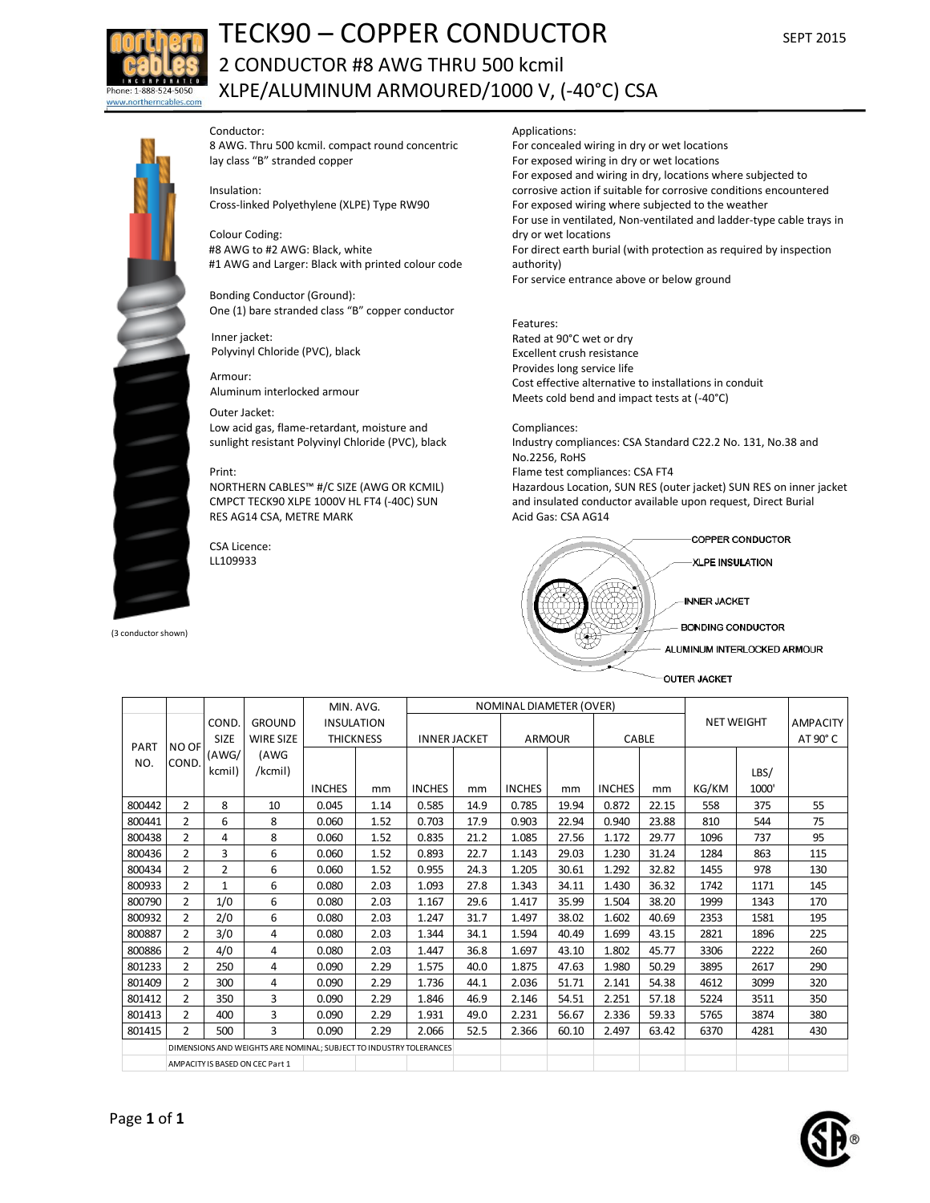# TECK90 – COPPER CONDUCTOR

## 2 CONDUCTOR #8 AWG THRU 500 kcmil

## XLPE/ALUMINUM ARMOURED/1000 V, (-40°C) CSA

SEPT 2015

Phone: 1-888-524-5050
www.northerncables.com

(3 conductor shown)

**Conductor:**
8 AWG. Thru 500 kcmil. compact round concentric lay class "B" stranded copper

**Insulation:**
Cross-linked Polyethylene (XLPE) Type RW90

**Colour Coding:**
#8 AWG to #2 AWG: Black, white
#1 AWG and Larger: Black with printed colour code

**Bonding Conductor (Ground):**
One (1) bare stranded class "B" copper conductor

**Inner jacket:**
Polyvinyl Chloride (PVC), black

**Armour:**
Aluminum interlocked armour

**Outer Jacket:**
Low acid gas, flame-retardant, moisture and sunlight resistant Polyvinyl Chloride (PVC), black

**Print:**
NORTHERN CABLES™ #/C SIZE (AWG OR KCMIL) CMPCT TECK90 XLPE 1000V HL FT4 (-40C) SUN RES AG14 CSA, METRE MARK

**CSA Licence:**
LL109933

**Applications:**
For concealed wiring in dry or wet locations
For exposed wiring in dry or wet locations
For exposed and wiring in dry, locations where subjected to corrosive action if suitable for corrosive conditions encountered
For exposed wiring where subjected to the weather
For use in ventilated, Non-ventilated and ladder-type cable trays in dry or wet locations
For direct earth burial (with protection as required by inspection authority)
For service entrance above or below ground

**Features:**
Rated at 90°C wet or dry
Excellent crush resistance
Provides long service life
Cost effective alternative to installations in conduit
Meets cold bend and impact tests at (-40°C)

**Compliances:**
Industry compliances: CSA Standard C22.2 No. 131, No.38 and No.2256, RoHS
Flame test compliances: CSA FT4
Hazardous Location, SUN RES (outer jacket) SUN RES on inner jacket and insulated conductor available upon request, Direct Burial
Acid Gas: CSA AG14

COPPER CONDUCTOR
XLPE INSULATION
INNER JACKET
BONDING CONDUCTOR
ALUMINUM INTERLOCKED ARMOUR
OUTER JACKET

| PART NO. | NO OF COND. | COND. SIZE (AWG/ kcmil) | GROUND WIRE SIZE (AWG /kcmil) | MIN. AVG. INSULATION THICKNESS | | NOMINAL DIAMETER (OVER) INNER JACKET | | ARMOUR | | CABLE | | NET WEIGHT | | AMPACITY AT 90° C |
|---|---|---|---|---|---|---|---|---|---|---|---|---|---|---|
| | | | | INCHES | mm | INCHES | mm | INCHES | mm | INCHES | mm | KG/KM | LBS/ 1000' | |
| 800442 | 2 | 8 | 10 | 0.045 | 1.14 | 0.585 | 14.9 | 0.785 | 19.94 | 0.872 | 22.15 | 558 | 375 | 55 |
| 800441 | 2 | 6 | 8 | 0.060 | 1.52 | 0.703 | 17.9 | 0.903 | 22.94 | 0.940 | 23.88 | 810 | 544 | 75 |
| 800438 | 2 | 4 | 8 | 0.060 | 1.52 | 0.835 | 21.2 | 1.085 | 27.56 | 1.172 | 29.77 | 1096 | 737 | 95 |
| 800436 | 2 | 3 | 6 | 0.060 | 1.52 | 0.893 | 22.7 | 1.143 | 29.03 | 1.230 | 31.24 | 1284 | 863 | 115 |
| 800434 | 2 | 2 | 6 | 0.060 | 1.52 | 0.955 | 24.3 | 1.205 | 30.61 | 1.292 | 32.82 | 1455 | 978 | 130 |
| 800933 | 2 | 1 | 6 | 0.080 | 2.03 | 1.093 | 27.8 | 1.343 | 34.11 | 1.430 | 36.32 | 1742 | 1171 | 145 |
| 800790 | 2 | 1/0 | 6 | 0.080 | 2.03 | 1.167 | 29.6 | 1.417 | 35.99 | 1.504 | 38.20 | 1999 | 1343 | 170 |
| 800932 | 2 | 2/0 | 6 | 0.080 | 2.03 | 1.247 | 31.7 | 1.497 | 38.02 | 1.602 | 40.69 | 2353 | 1581 | 195 |
| 800887 | 2 | 3/0 | 4 | 0.080 | 2.03 | 1.344 | 34.1 | 1.594 | 40.49 | 1.699 | 43.15 | 2821 | 1896 | 225 |
| 800886 | 2 | 4/0 | 4 | 0.080 | 2.03 | 1.447 | 36.8 | 1.697 | 43.10 | 1.802 | 45.77 | 3306 | 2222 | 260 |
| 801233 | 2 | 250 | 4 | 0.090 | 2.29 | 1.575 | 40.0 | 1.875 | 47.63 | 1.980 | 50.29 | 3895 | 2617 | 290 |
| 801409 | 2 | 300 | 4 | 0.090 | 2.29 | 1.736 | 44.1 | 2.036 | 51.71 | 2.141 | 54.38 | 4612 | 3099 | 320 |
| 801412 | 2 | 350 | 3 | 0.090 | 2.29 | 1.846 | 46.9 | 2.146 | 54.51 | 2.251 | 57.18 | 5224 | 3511 | 350 |
| 801413 | 2 | 400 | 3 | 0.090 | 2.29 | 1.931 | 49.0 | 2.231 | 56.67 | 2.336 | 59.33 | 5765 | 3874 | 380 |
| 801415 | 2 | 500 | 3 | 0.090 | 2.29 | 2.066 | 52.5 | 2.366 | 60.10 | 2.497 | 63.42 | 6370 | 4281 | 430 |

DIMENSIONS AND WEIGHTS ARE NOMINAL; SUBJECT TO INDUSTRY TOLERANCES

AMPACITY IS BASED ON CEC Part 1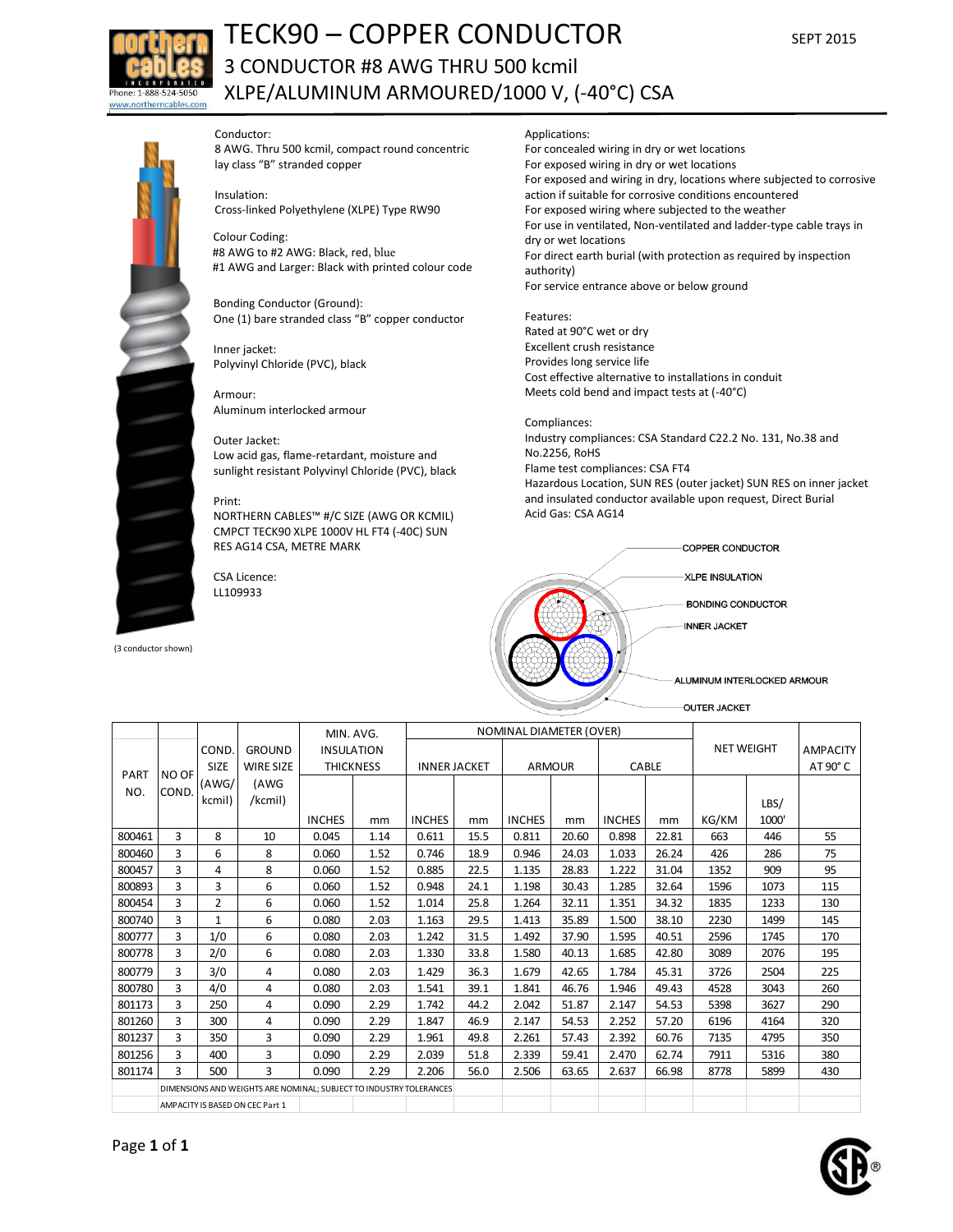# TECK90 – COPPER CONDUCTOR

## 3 CONDUCTOR #8 AWG THRU 500 kcmil XLPE/ALUMINUM ARMOURED/1000 V, (-40°C) CSA

SEPT 2015

Phone: 1-888-524-5050
www.northerncables.com

**Conductor:**
8 AWG. Thru 500 kcmil, compact round concentric lay class "B" stranded copper

**Insulation:**
Cross-linked Polyethylene (XLPE) Type RW90

**Colour Coding:**
#8 AWG to #2 AWG: Black, red, blue
#1 AWG and Larger: Black with printed colour code

**Bonding Conductor (Ground):**
One (1) bare stranded class "B" copper conductor

**Inner jacket:**
Polyvinyl Chloride (PVC), black

**Armour:**
Aluminum interlocked armour

**Outer Jacket:**
Low acid gas, flame-retardant, moisture and sunlight resistant Polyvinyl Chloride (PVC), black

**Print:**
NORTHERN CABLES™ #/C SIZE (AWG OR KCMIL) CMPCT TECK90 XLPE 1000V HL FT4 (-40C) SUN RES AG14 CSA, METRE MARK

**CSA Licence:**
LL109933

(3 conductor shown)

**Applications:**
For concealed wiring in dry or wet locations
For exposed wiring in dry or wet locations
For exposed and wiring in dry, locations where subjected to corrosive action if suitable for corrosive conditions encountered
For exposed wiring where subjected to the weather
For use in ventilated, Non-ventilated and ladder-type cable trays in dry or wet locations
For direct earth burial (with protection as required by inspection authority)
For service entrance above or below ground

**Features:**
Rated at 90°C wet or dry
Excellent crush resistance
Provides long service life
Cost effective alternative to installations in conduit
Meets cold bend and impact tests at (-40°C)

**Compliances:**
Industry compliances: CSA Standard C22.2 No. 131, No.38 and No.2256, RoHS
Flame test compliances: CSA FT4
Hazardous Location, SUN RES (outer jacket) SUN RES on inner jacket and insulated conductor available upon request, Direct Burial
Acid Gas: CSA AG14

COPPER CONDUCTOR
XLPE INSULATION
BONDING CONDUCTOR
INNER JACKET
ALUMINUM INTERLOCKED ARMOUR
OUTER JACKET

| PART NO. | NO OF COND. | COND. SIZE (AWG/ kcmil) | GROUND WIRE SIZE (AWG /kcmil) | MIN. AVG. INSULATION THICKNESS | | NOMINAL DIAMETER (OVER) INNER JACKET | | ARMOUR | | CABLE | | NET WEIGHT | | AMPACITY AT 90° C |
|---|---|---|---|---|---|---|---|---|---|---|---|---|---|---|
| | | | | INCHES | mm | INCHES | mm | INCHES | mm | INCHES | mm | KG/KM | LBS/ 1000' | |
| 800461 | 3 | 8 | 10 | 0.045 | 1.14 | 0.611 | 15.5 | 0.811 | 20.60 | 0.898 | 22.81 | 663 | 446 | 55 |
| 800460 | 3 | 6 | 8 | 0.060 | 1.52 | 0.746 | 18.9 | 0.946 | 24.03 | 1.033 | 26.24 | 426 | 286 | 75 |
| 800457 | 3 | 4 | 8 | 0.060 | 1.52 | 0.885 | 22.5 | 1.135 | 28.83 | 1.222 | 31.04 | 1352 | 909 | 95 |
| 800893 | 3 | 3 | 6 | 0.060 | 1.52 | 0.948 | 24.1 | 1.198 | 30.43 | 1.285 | 32.64 | 1596 | 1073 | 115 |
| 800454 | 3 | 2 | 6 | 0.060 | 1.52 | 1.014 | 25.8 | 1.264 | 32.11 | 1.351 | 34.32 | 1835 | 1233 | 130 |
| 800740 | 3 | 1 | 6 | 0.080 | 2.03 | 1.163 | 29.5 | 1.413 | 35.89 | 1.500 | 38.10 | 2230 | 1499 | 145 |
| 800777 | 3 | 1/0 | 6 | 0.080 | 2.03 | 1.242 | 31.5 | 1.492 | 37.90 | 1.595 | 40.51 | 2596 | 1745 | 170 |
| 800778 | 3 | 2/0 | 6 | 0.080 | 2.03 | 1.330 | 33.8 | 1.580 | 40.13 | 1.685 | 42.80 | 3089 | 2076 | 195 |
| 800779 | 3 | 3/0 | 4 | 0.080 | 2.03 | 1.429 | 36.3 | 1.679 | 42.65 | 1.784 | 45.31 | 3726 | 2504 | 225 |
| 800780 | 3 | 4/0 | 4 | 0.080 | 2.03 | 1.541 | 39.1 | 1.841 | 46.76 | 1.946 | 49.43 | 4528 | 3043 | 260 |
| 801173 | 3 | 250 | 4 | 0.090 | 2.29 | 1.742 | 44.2 | 2.042 | 51.87 | 2.147 | 54.53 | 5398 | 3627 | 290 |
| 801260 | 3 | 300 | 4 | 0.090 | 2.29 | 1.847 | 46.9 | 2.147 | 54.53 | 2.252 | 57.20 | 6196 | 4164 | 320 |
| 801237 | 3 | 350 | 3 | 0.090 | 2.29 | 1.961 | 49.8 | 2.261 | 57.43 | 2.392 | 60.76 | 7135 | 4795 | 350 |
| 801256 | 3 | 400 | 3 | 0.090 | 2.29 | 2.039 | 51.8 | 2.339 | 59.41 | 2.470 | 62.74 | 7911 | 5316 | 380 |
| 801174 | 3 | 500 | 3 | 0.090 | 2.29 | 2.206 | 56.0 | 2.506 | 63.65 | 2.637 | 66.98 | 8778 | 5899 | 430 |

DIMENSIONS AND WEIGHTS ARE NOMINAL; SUBJECT TO INDUSTRY TOLERANCES

AMPACITY IS BASED ON CEC Part 1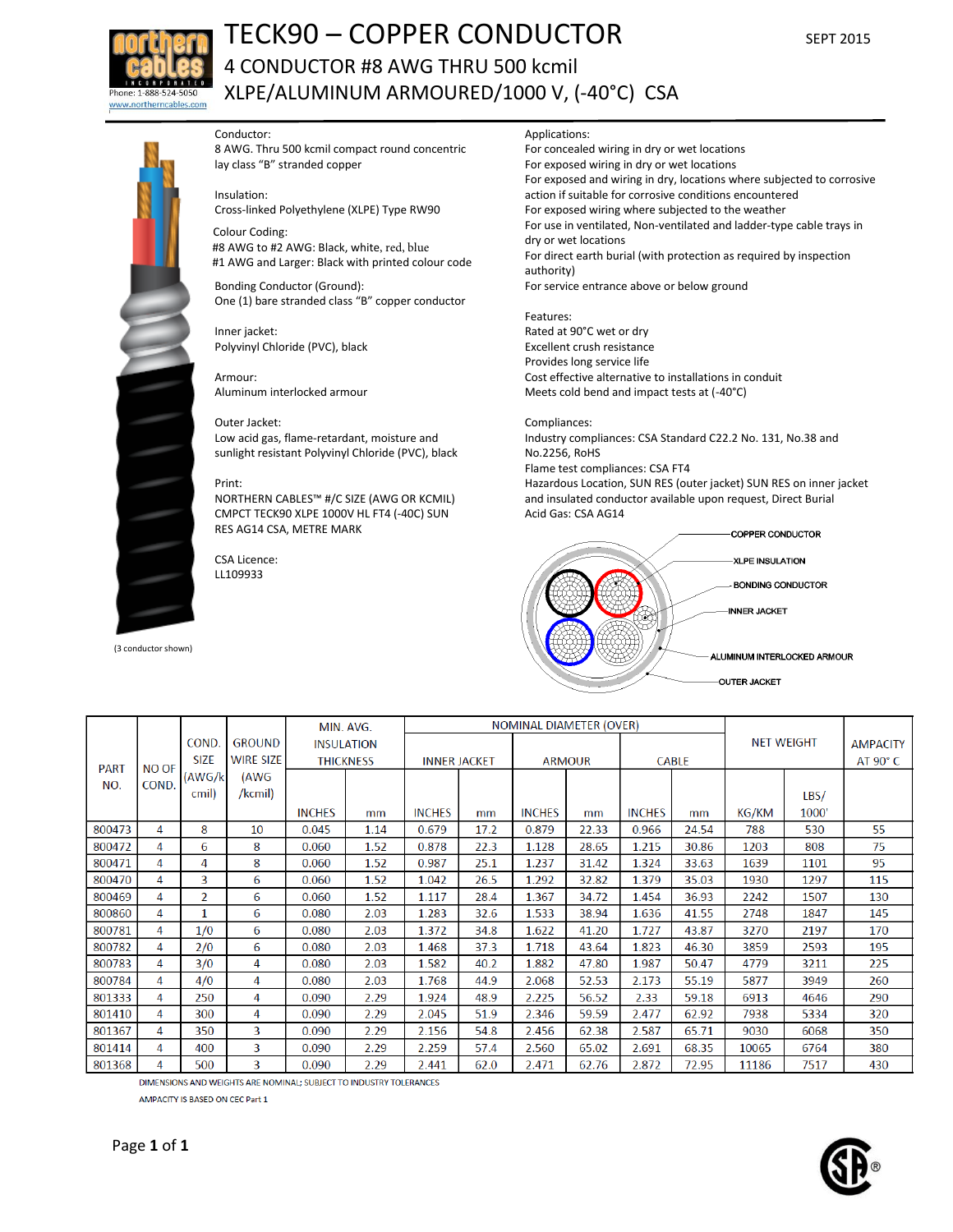# TECK90 – COPPER CONDUCTOR

SEPT 2015

## 4 CONDUCTOR #8 AWG THRU 500 kcmil

## XLPE/ALUMINUM ARMOURED/1000 V, (-40°C) CSA

Phone: 1-888-524-5050
www.northerncables.com

**Conductor:**
8 AWG. Thru 500 kcmil compact round concentric lay class "B" stranded copper

**Insulation:**
Cross-linked Polyethylene (XLPE) Type RW90

**Colour Coding:**
#8 AWG to #2 AWG: Black, white, red, blue
#1 AWG and Larger: Black with printed colour code

**Bonding Conductor (Ground):**
One (1) bare stranded class "B" copper conductor

**Inner jacket:**
Polyvinyl Chloride (PVC), black

**Armour:**
Aluminum interlocked armour

**Outer Jacket:**
Low acid gas, flame-retardant, moisture and sunlight resistant Polyvinyl Chloride (PVC), black

**Print:**
NORTHERN CABLES™ #/C SIZE (AWG OR KCMIL) CMPCT TECK90 XLPE 1000V HL FT4 (-40C) SUN RES AG14 CSA, METRE MARK

**CSA Licence:**
LL109933

(3 conductor shown)

**Applications:**
For concealed wiring in dry or wet locations
For exposed wiring in dry or wet locations
For exposed and wiring in dry, locations where subjected to corrosive action if suitable for corrosive conditions encountered
For exposed wiring where subjected to the weather
For use in ventilated, Non-ventilated and ladder-type cable trays in dry or wet locations
For direct earth burial (with protection as required by inspection authority)
For service entrance above or below ground

**Features:**
Rated at 90°C wet or dry
Excellent crush resistance
Provides long service life
Cost effective alternative to installations in conduit
Meets cold bend and impact tests at (-40°C)

**Compliances:**
Industry compliances: CSA Standard C22.2 No. 131, No.38 and No.2256, RoHS
Flame test compliances: CSA FT4
Hazardous Location, SUN RES (outer jacket) SUN RES on inner jacket and insulated conductor available upon request, Direct Burial
Acid Gas: CSA AG14

COPPER CONDUCTOR
XLPE INSULATION
BONDING CONDUCTOR
INNER JACKET
ALUMINUM INTERLOCKED ARMOUR
OUTER JACKET

| PART NO. | NO OF COND. | COND. SIZE (AWG/kcmil) | GROUND WIRE SIZE (AWG /kcmil) | MIN. AVG. INSULATION THICKNESS | | NOMINAL DIAMETER (OVER) INNER JACKET | | ARMOUR | | CABLE | | NET WEIGHT | | AMPACITY AT 90° C |
|---|---|---|---|---|---|---|---|---|---|---|---|---|---|---|
| | | | | INCHES | mm | INCHES | mm | INCHES | mm | INCHES | mm | KG/KM | LBS/ 1000' | |
| 800473 | 4 | 8 | 10 | 0.045 | 1.14 | 0.679 | 17.2 | 0.879 | 22.33 | 0.966 | 24.54 | 788 | 530 | 55 |
| 800472 | 4 | 6 | 8 | 0.060 | 1.52 | 0.878 | 22.3 | 1.128 | 28.65 | 1.215 | 30.86 | 1203 | 808 | 75 |
| 800471 | 4 | 4 | 8 | 0.060 | 1.52 | 0.987 | 25.1 | 1.237 | 31.42 | 1.324 | 33.63 | 1639 | 1101 | 95 |
| 800470 | 4 | 3 | 6 | 0.060 | 1.52 | 1.042 | 26.5 | 1.292 | 32.82 | 1.379 | 35.03 | 1930 | 1297 | 115 |
| 800469 | 4 | 2 | 6 | 0.060 | 1.52 | 1.117 | 28.4 | 1.367 | 34.72 | 1.454 | 36.93 | 2242 | 1507 | 130 |
| 800860 | 4 | 1 | 6 | 0.080 | 2.03 | 1.283 | 32.6 | 1.533 | 38.94 | 1.636 | 41.55 | 2748 | 1847 | 145 |
| 800781 | 4 | 1/0 | 6 | 0.080 | 2.03 | 1.372 | 34.8 | 1.622 | 41.20 | 1.727 | 43.87 | 3270 | 2197 | 170 |
| 800782 | 4 | 2/0 | 6 | 0.080 | 2.03 | 1.468 | 37.3 | 1.718 | 43.64 | 1.823 | 46.30 | 3859 | 2593 | 195 |
| 800783 | 4 | 3/0 | 4 | 0.080 | 2.03 | 1.582 | 40.2 | 1.882 | 47.80 | 1.987 | 50.47 | 4779 | 3211 | 225 |
| 800784 | 4 | 4/0 | 4 | 0.080 | 2.03 | 1.768 | 44.9 | 2.068 | 52.53 | 2.173 | 55.19 | 5877 | 3949 | 260 |
| 801333 | 4 | 250 | 4 | 0.090 | 2.29 | 1.924 | 48.9 | 2.225 | 56.52 | 2.33 | 59.18 | 6913 | 4646 | 290 |
| 801410 | 4 | 300 | 4 | 0.090 | 2.29 | 2.045 | 51.9 | 2.346 | 59.59 | 2.477 | 62.92 | 7938 | 5334 | 320 |
| 801367 | 4 | 350 | 3 | 0.090 | 2.29 | 2.156 | 54.8 | 2.456 | 62.38 | 2.587 | 65.71 | 9030 | 6068 | 350 |
| 801414 | 4 | 400 | 3 | 0.090 | 2.29 | 2.259 | 57.4 | 2.560 | 65.02 | 2.691 | 68.35 | 10065 | 6764 | 380 |
| 801368 | 4 | 500 | 3 | 0.090 | 2.29 | 2.441 | 62.0 | 2.471 | 62.76 | 2.872 | 72.95 | 11186 | 7517 | 430 |

DIMENSIONS AND WEIGHTS ARE NOMINAL; SUBJECT TO INDUSTRY TOLERANCES

AMPACITY IS BASED ON CEC Part 1